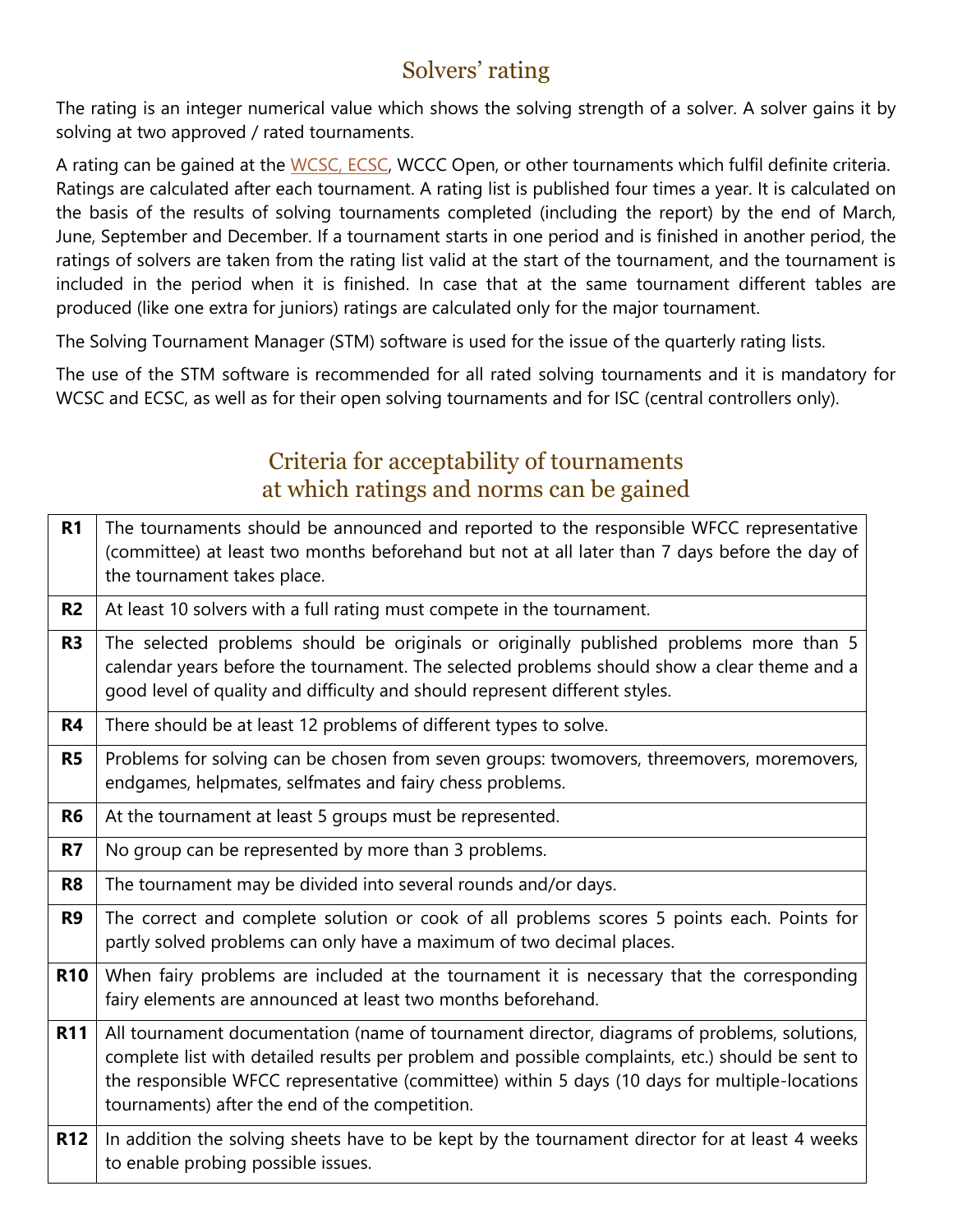## Solvers' rating

The rating is an integer numerical value which shows the solving strength of a solver. A solver gains it by solving at two approved / rated tournaments.

A rating can be gained at the WCSC, ECSC, WCCC Open, or other tournaments which fulfil definite criteria. Ratings are calculated after each tournament. A rating list is published four times a year. It is calculated on the basis of the results of solving tournaments completed (including the report) by the end of March, June, September and December. If a tournament starts in one period and is finished in another period, the ratings of solvers are taken from the rating list valid at the start of the tournament, and the tournament is included in the period when it is finished. In case that at the same tournament different tables are produced (like one extra for juniors) ratings are calculated only for the major tournament.

The Solving Tournament Manager (STM) software is used for the issue of the quarterly rating lists.

The use of the STM software is recommended for all rated solving tournaments and it is mandatory for WCSC and ECSC, as well as for their open solving tournaments and for ISC (central controllers only).

## Criteria for acceptability of tournaments at which ratings and norms can be gained

| | |
|---|---|
| **R1** | The tournaments should be announced and reported to the responsible WFCC representative (committee) at least two months beforehand but not at all later than 7 days before the day of the tournament takes place. |
| **R2** | At least 10 solvers with a full rating must compete in the tournament. |
| **R3** | The selected problems should be originals or originally published problems more than 5 calendar years before the tournament. The selected problems should show a clear theme and a good level of quality and difficulty and should represent different styles. |
| **R4** | There should be at least 12 problems of different types to solve. |
| **R5** | Problems for solving can be chosen from seven groups: twomovers, threemovers, moremovers, endgames, helpmates, selfmates and fairy chess problems. |
| **R6** | At the tournament at least 5 groups must be represented. |
| **R7** | No group can be represented by more than 3 problems. |
| **R8** | The tournament may be divided into several rounds and/or days. |
| **R9** | The correct and complete solution or cook of all problems scores 5 points each. Points for partly solved problems can only have a maximum of two decimal places. |
| **R10** | When fairy problems are included at the tournament it is necessary that the corresponding fairy elements are announced at least two months beforehand. |
| **R11** | All tournament documentation (name of tournament director, diagrams of problems, solutions, complete list with detailed results per problem and possible complaints, etc.) should be sent to the responsible WFCC representative (committee) within 5 days (10 days for multiple-locations tournaments) after the end of the competition. |
| **R12** | In addition the solving sheets have to be kept by the tournament director for at least 4 weeks to enable probing possible issues. |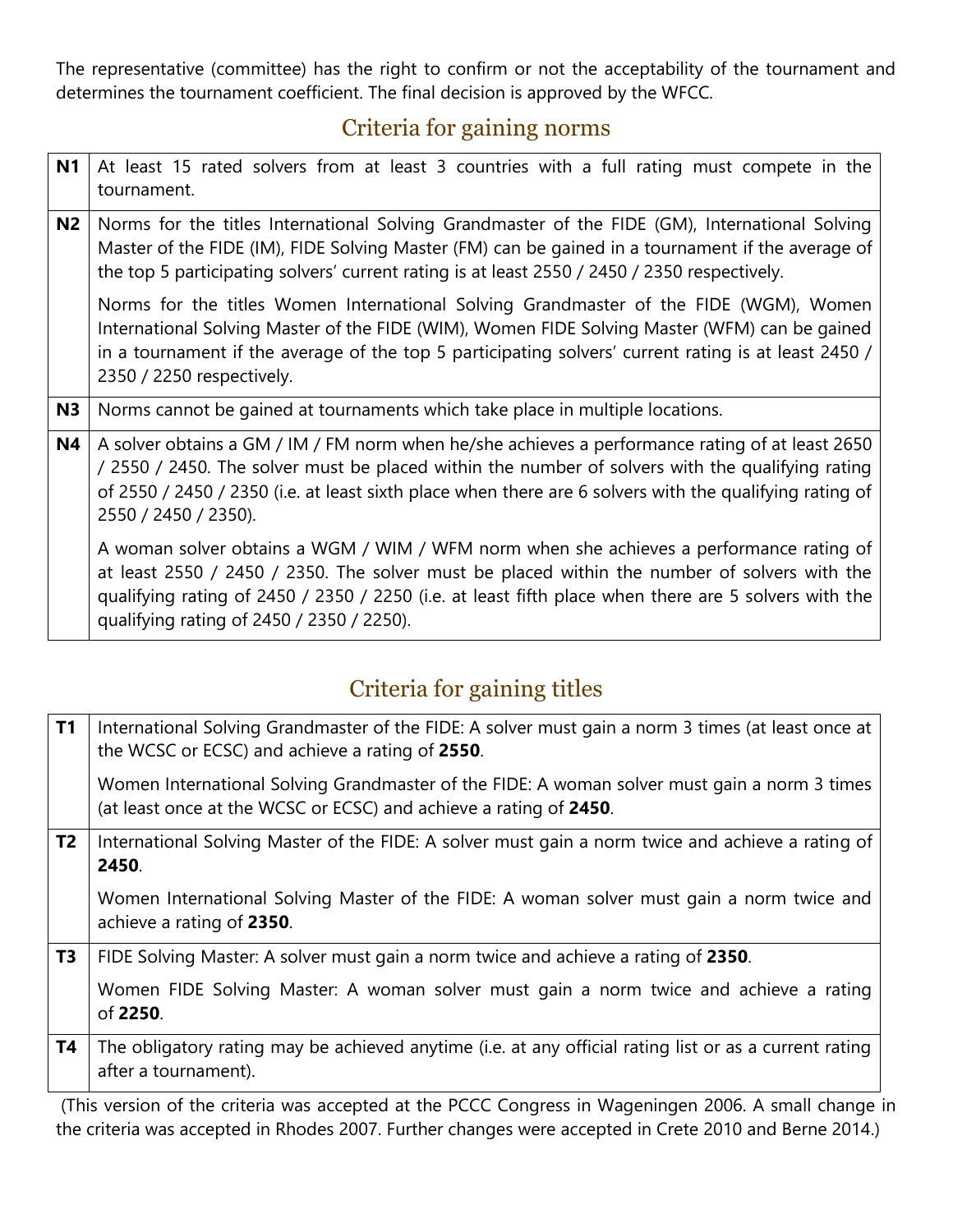The representative (committee) has the right to confirm or not the acceptability of the tournament and determines the tournament coefficient. The final decision is approved by the WFCC.

## Criteria for gaining norms

| | |
|---|---|
| **N1** | At least 15 rated solvers from at least 3 countries with a full rating must compete in the tournament. |
| **N2** | Norms for the titles International Solving Grandmaster of the FIDE (GM), International Solving Master of the FIDE (IM), FIDE Solving Master (FM) can be gained in a tournament if the average of the top 5 participating solvers' current rating is at least 2550 / 2450 / 2350 respectively.<br><br>Norms for the titles Women International Solving Grandmaster of the FIDE (WGM), Women International Solving Master of the FIDE (WIM), Women FIDE Solving Master (WFM) can be gained in a tournament if the average of the top 5 participating solvers' current rating is at least 2450 / 2350 / 2250 respectively. |
| **N3** | Norms cannot be gained at tournaments which take place in multiple locations. |
| **N4** | A solver obtains a GM / IM / FM norm when he/she achieves a performance rating of at least 2650 / 2550 / 2450. The solver must be placed within the number of solvers with the qualifying rating of 2550 / 2450 / 2350 (i.e. at least sixth place when there are 6 solvers with the qualifying rating of 2550 / 2450 / 2350).<br><br>A woman solver obtains a WGM / WIM / WFM norm when she achieves a performance rating of at least 2550 / 2450 / 2350. The solver must be placed within the number of solvers with the qualifying rating of 2450 / 2350 / 2250 (i.e. at least fifth place when there are 5 solvers with the qualifying rating of 2450 / 2350 / 2250). |

## Criteria for gaining titles

| | |
|---|---|
| **T1** | International Solving Grandmaster of the FIDE: A solver must gain a norm 3 times (at least once at the WCSC or ECSC) and achieve a rating of **2550**.<br><br>Women International Solving Grandmaster of the FIDE: A woman solver must gain a norm 3 times (at least once at the WCSC or ECSC) and achieve a rating of **2450**. |
| **T2** | International Solving Master of the FIDE: A solver must gain a norm twice and achieve a rating of **2450**.<br><br>Women International Solving Master of the FIDE: A woman solver must gain a norm twice and achieve a rating of **2350**. |
| **T3** | FIDE Solving Master: A solver must gain a norm twice and achieve a rating of **2350**.<br><br>Women FIDE Solving Master: A woman solver must gain a norm twice and achieve a rating of **2250**. |
| **T4** | The obligatory rating may be achieved anytime (i.e. at any official rating list or as a current rating after a tournament). |

(This version of the criteria was accepted at the PCCC Congress in Wageningen 2006. A small change in the criteria was accepted in Rhodes 2007. Further changes were accepted in Crete 2010 and Berne 2014.)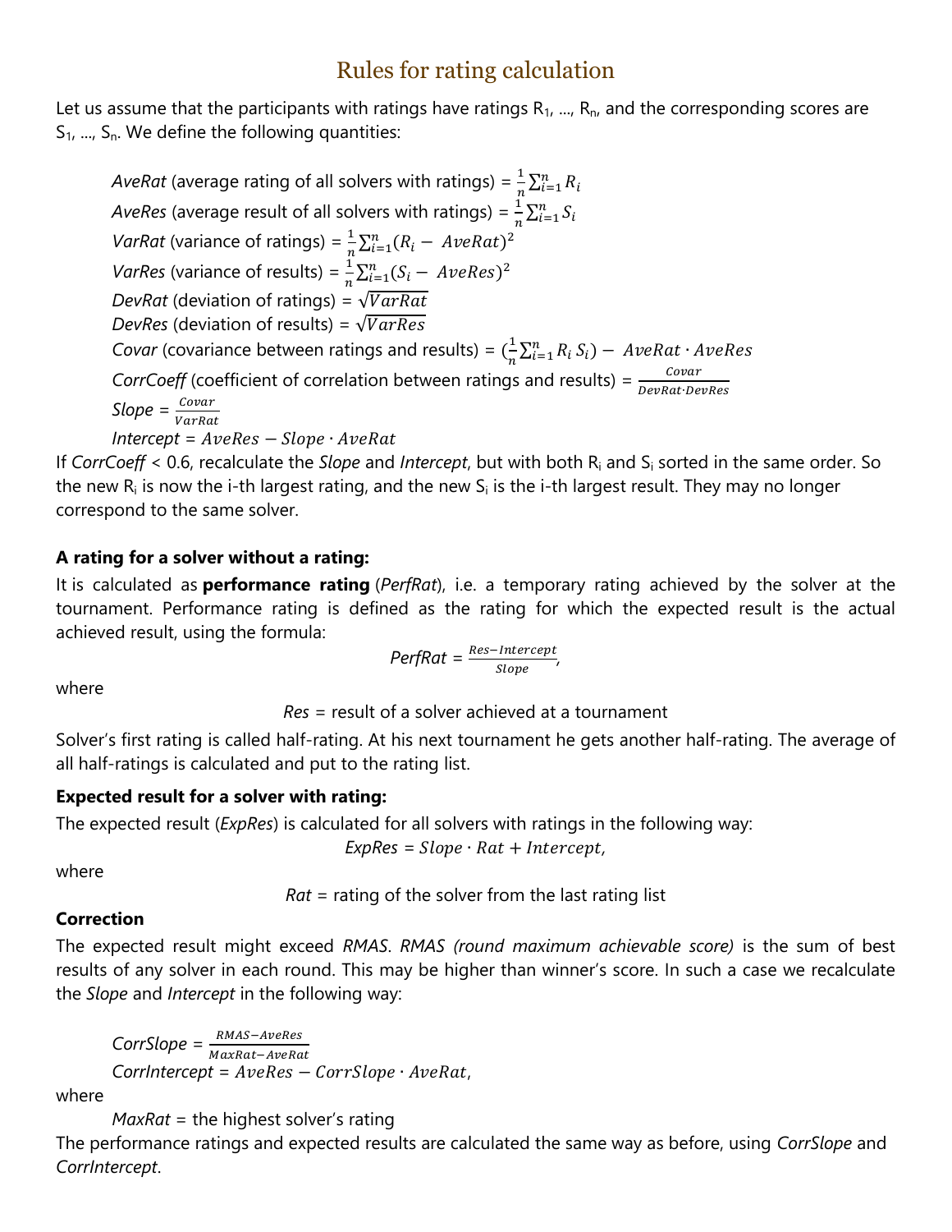# Rules for rating calculation

Let us assume that the participants with ratings have ratings $R_1, ..., R_n$, and the corresponding scores are $S_1, ..., S_n$. We define the following quantities:

*AveRat* (average rating of all solvers with ratings) = $\frac{1}{n}\sum_{i=1}^{n} R_i$

*AveRes* (average result of all solvers with ratings) = $\frac{1}{n}\sum_{i=1}^{n} S_i$

*VarRat* (variance of ratings) = $\frac{1}{n}\sum_{i=1}^{n}(R_i - AveRat)^2$

*VarRes* (variance of results) = $\frac{1}{n}\sum_{i=1}^{n}(S_i - AveRes)^2$

*DevRat* (deviation of ratings) = $\sqrt{VarRat}$

*DevRes* (deviation of results) = $\sqrt{VarRes}$

*Covar* (covariance between ratings and results) = $(\frac{1}{n}\sum_{i=1}^{n} R_i S_i) - AveRat \cdot AveRes$

*CorrCoeff* (coefficient of correlation between ratings and results) = $\frac{Covar}{DevRat \cdot DevRes}$

*Slope* = $\frac{Covar}{VarRat}$

*Intercept* = $AveRes - Slope \cdot AveRat$

If *CorrCoeff* < 0.6, recalculate the *Slope* and *Intercept*, but with both $R_i$ and $S_i$ sorted in the same order. So the new $R_i$ is now the i-th largest rating, and the new $S_i$ is the i-th largest result. They may no longer correspond to the same solver.

**A rating for a solver without a rating:**

It is calculated as **performance rating** (*PerfRat*), i.e. a temporary rating achieved by the solver at the tournament. Performance rating is defined as the rating for which the expected result is the actual achieved result, using the formula:

$$PerfRat = \frac{Res - Intercept}{Slope},$$

where

*Res* = result of a solver achieved at a tournament

Solver's first rating is called half-rating. At his next tournament he gets another half-rating. The average of all half-ratings is calculated and put to the rating list.

**Expected result for a solver with rating:**

The expected result (*ExpRes*) is calculated for all solvers with ratings in the following way:

$$ExpRes = Slope \cdot Rat + Intercept,$$

where

*Rat* = rating of the solver from the last rating list

**Correction**

The expected result might exceed *RMAS*. *RMAS (round maximum achievable score)* is the sum of best results of any solver in each round. This may be higher than winner's score. In such a case we recalculate the *Slope* and *Intercept* in the following way:

*CorrSlope* = $\frac{RMAS - AveRes}{MaxRat - AveRat}$

*CorrIntercept* = $AveRes - CorrSlope \cdot AveRat$,

where

*MaxRat* = the highest solver's rating

The performance ratings and expected results are calculated the same way as before, using *CorrSlope* and *CorrIntercept*.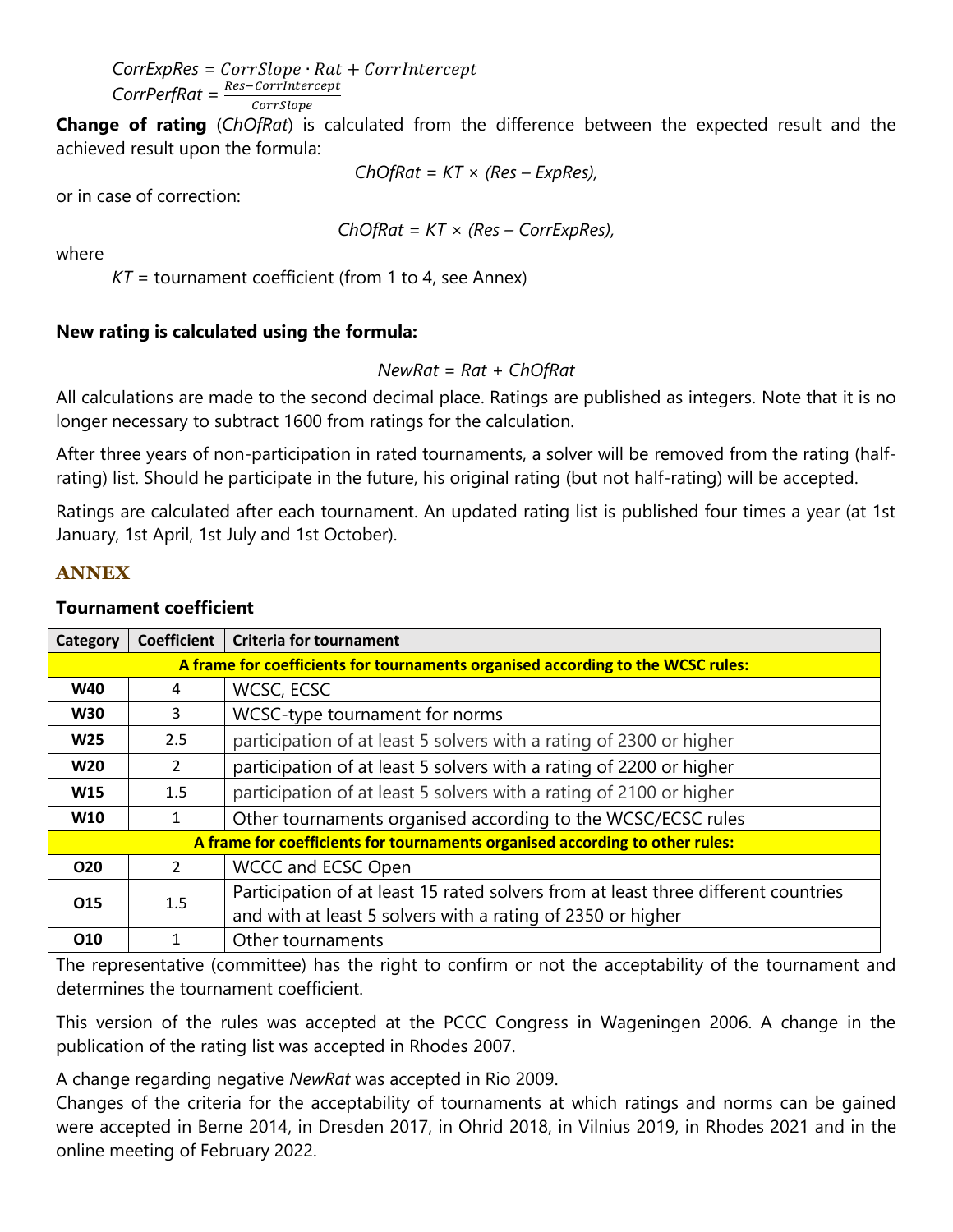$$CorrExpRes = CorrSlope \cdot Rat + CorrIntercept$$

$$CorrPerfRat = \frac{Res - CorrIntercept}{CorrSlope}$$

**Change of rating** (*ChOfRat*) is calculated from the difference between the expected result and the achieved result upon the formula:

$$ChOfRat = KT \times (Res - ExpRes),$$

or in case of correction:

$$ChOfRat = KT \times (Res - CorrExpRes),$$

where

$KT$ = tournament coefficient (from 1 to 4, see Annex)

**New rating is calculated using the formula:**

$$NewRat = Rat + ChOfRat$$

All calculations are made to the second decimal place. Ratings are published as integers. Note that it is no longer necessary to subtract 1600 from ratings for the calculation.

After three years of non-participation in rated tournaments, a solver will be removed from the rating (half-rating) list. Should he participate in the future, his original rating (but not half-rating) will be accepted.

Ratings are calculated after each tournament. An updated rating list is published four times a year (at 1st January, 1st April, 1st July and 1st October).

## ANNEX

**Tournament coefficient**

| Category | Coefficient | Criteria for tournament |
|---|---|---|
| **A frame for coefficients for tournaments organised according to the WCSC rules:** | | |
| **W40** | 4 | WCSC, ECSC |
| **W30** | 3 | WCSC-type tournament for norms |
| **W25** | 2.5 | participation of at least 5 solvers with a rating of 2300 or higher |
| **W20** | 2 | participation of at least 5 solvers with a rating of 2200 or higher |
| **W15** | 1.5 | participation of at least 5 solvers with a rating of 2100 or higher |
| **W10** | 1 | Other tournaments organised according to the WCSC/ECSC rules |
| **A frame for coefficients for tournaments organised according to other rules:** | | |
| **O20** | 2 | WCCC and ECSC Open |
| **O15** | 1.5 | Participation of at least 15 rated solvers from at least three different countries and with at least 5 solvers with a rating of 2350 or higher |
| **O10** | 1 | Other tournaments |

The representative (committee) has the right to confirm or not the acceptability of the tournament and determines the tournament coefficient.

This version of the rules was accepted at the PCCC Congress in Wageningen 2006. A change in the publication of the rating list was accepted in Rhodes 2007.

A change regarding negative *NewRat* was accepted in Rio 2009.

Changes of the criteria for the acceptability of tournaments at which ratings and norms can be gained were accepted in Berne 2014, in Dresden 2017, in Ohrid 2018, in Vilnius 2019, in Rhodes 2021 and in the online meeting of February 2022.